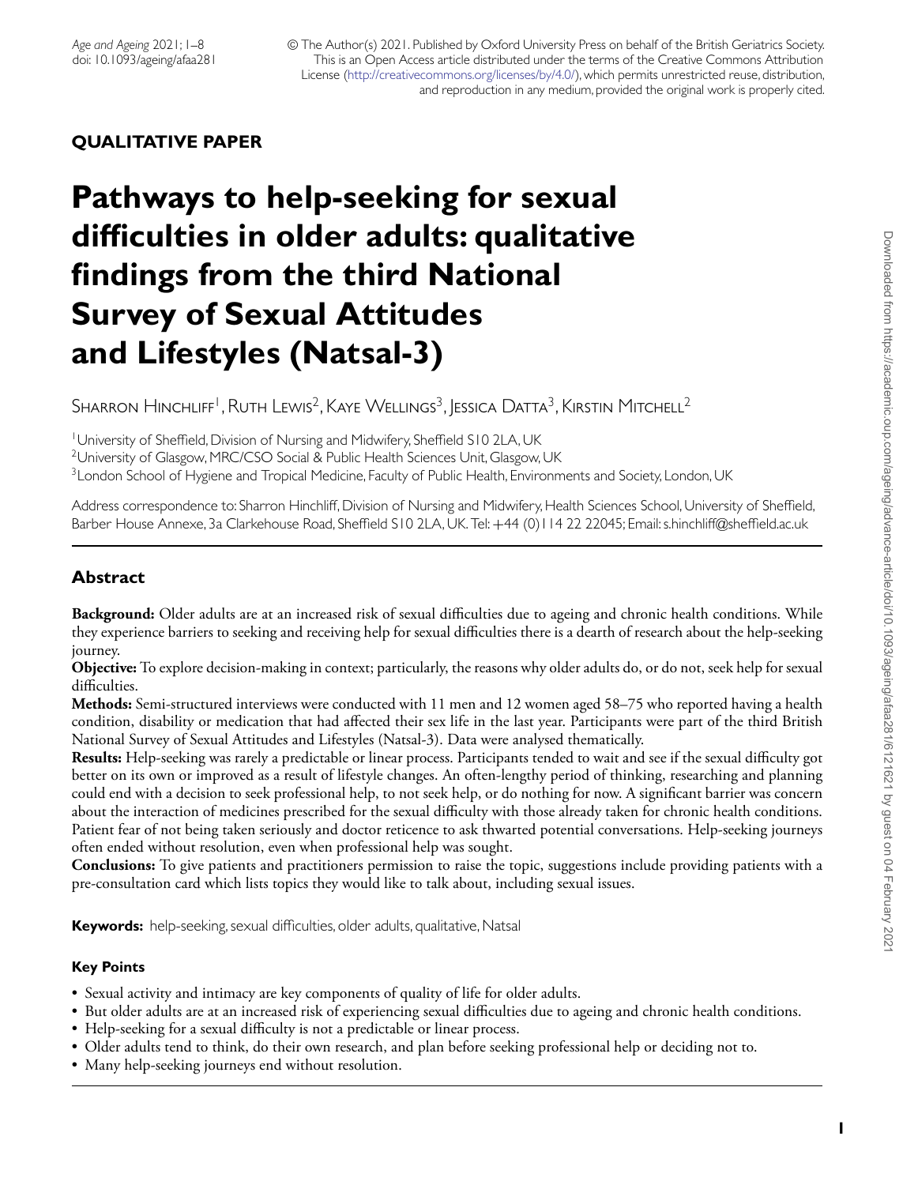**QUALITATIVE PAPER**

# Pathways to help-seeking for sexual difficulties in older adults: qualitative findings from the third National Survey of Sexual Attitudes and Lifestyles (Natsal-3)

Sharron Hinchliff[1], Ruth Lewis[2], Kaye Wellings[3], Jessica Datta[3], Kirstin Mitchell[2]

[1]University of Sheffield, Division of Nursing and Midwifery, Sheffield S10 2LA, UK
[2]University of Glasgow, MRC/CSO Social & Public Health Sciences Unit, Glasgow, UK
[3]London School of Hygiene and Tropical Medicine, Faculty of Public Health, Environments and Society, London, UK

Address correspondence to: Sharron Hinchliff, Division of Nursing and Midwifery, Health Sciences School, University of Sheffield, Barber House Annexe, 3a Clarkehouse Road, Sheffield S10 2LA, UK. Tel: +44 (0)114 22 22045; Email: s.hinchliff@sheffield.ac.uk

## Abstract

**Background:** Older adults are at an increased risk of sexual difficulties due to ageing and chronic health conditions. While they experience barriers to seeking and receiving help for sexual difficulties there is a dearth of research about the help-seeking journey.

**Objective:** To explore decision-making in context; particularly, the reasons why older adults do, or do not, seek help for sexual difficulties.

**Methods:** Semi-structured interviews were conducted with 11 men and 12 women aged 58–75 who reported having a health condition, disability or medication that had affected their sex life in the last year. Participants were part of the third British National Survey of Sexual Attitudes and Lifestyles (Natsal-3). Data were analysed thematically.

**Results:** Help-seeking was rarely a predictable or linear process. Participants tended to wait and see if the sexual difficulty got better on its own or improved as a result of lifestyle changes. An often-lengthy period of thinking, researching and planning could end with a decision to seek professional help, to not seek help, or do nothing for now. A significant barrier was concern about the interaction of medicines prescribed for the sexual difficulty with those already taken for chronic health conditions. Patient fear of not being taken seriously and doctor reticence to ask thwarted potential conversations. Help-seeking journeys often ended without resolution, even when professional help was sought.

**Conclusions:** To give patients and practitioners permission to raise the topic, suggestions include providing patients with a pre-consultation card which lists topics they would like to talk about, including sexual issues.

**Keywords:** help-seeking, sexual difficulties, older adults, qualitative, Natsal

### Key Points

- Sexual activity and intimacy are key components of quality of life for older adults.
- But older adults are at an increased risk of experiencing sexual difficulties due to ageing and chronic health conditions.
- Help-seeking for a sexual difficulty is not a predictable or linear process.
- Older adults tend to think, do their own research, and plan before seeking professional help or deciding not to.
- Many help-seeking journeys end without resolution.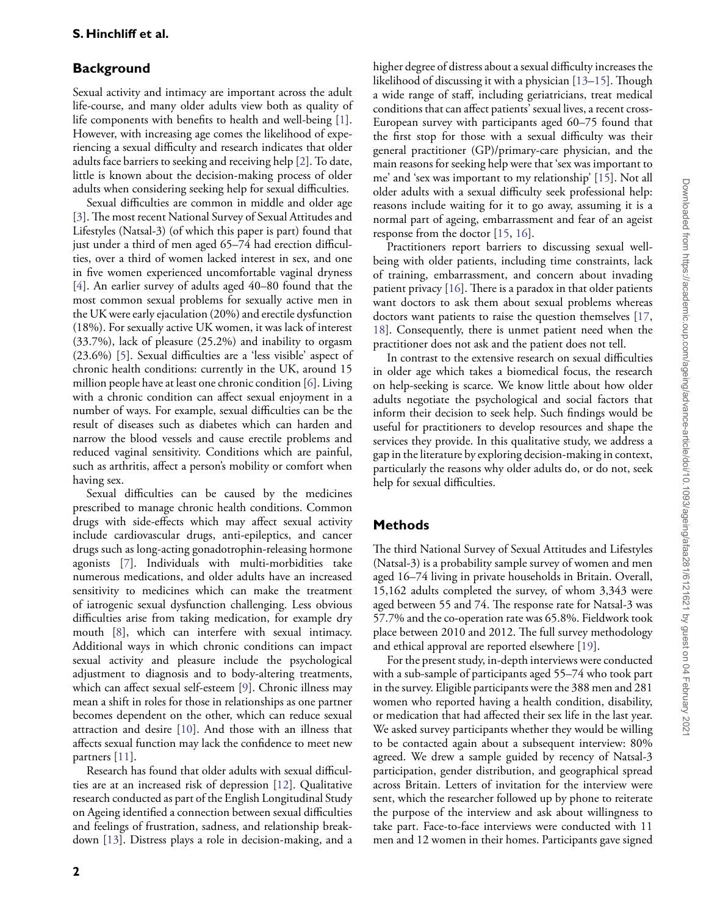## Background

Sexual activity and intimacy are important across the adult life-course, and many older adults view both as quality of life components with benefits to health and well-being [1]. However, with increasing age comes the likelihood of experiencing a sexual difficulty and research indicates that older adults face barriers to seeking and receiving help [2]. To date, little is known about the decision-making process of older adults when considering seeking help for sexual difficulties.

Sexual difficulties are common in middle and older age [3]. The most recent National Survey of Sexual Attitudes and Lifestyles (Natsal-3) (of which this paper is part) found that just under a third of men aged 65–74 had erection difficulties, over a third of women lacked interest in sex, and one in five women experienced uncomfortable vaginal dryness [4]. An earlier survey of adults aged 40–80 found that the most common sexual problems for sexually active men in the UK were early ejaculation (20%) and erectile dysfunction (18%). For sexually active UK women, it was lack of interest (33.7%), lack of pleasure (25.2%) and inability to orgasm (23.6%) [5]. Sexual difficulties are a 'less visible' aspect of chronic health conditions: currently in the UK, around 15 million people have at least one chronic condition [6]. Living with a chronic condition can affect sexual enjoyment in a number of ways. For example, sexual difficulties can be the result of diseases such as diabetes which can harden and narrow the blood vessels and cause erectile problems and reduced vaginal sensitivity. Conditions which are painful, such as arthritis, affect a person's mobility or comfort when having sex.

Sexual difficulties can be caused by the medicines prescribed to manage chronic health conditions. Common drugs with side-effects which may affect sexual activity include cardiovascular drugs, anti-epileptics, and cancer drugs such as long-acting gonadotrophin-releasing hormone agonists [7]. Individuals with multi-morbidities take numerous medications, and older adults have an increased sensitivity to medicines which can make the treatment of iatrogenic sexual dysfunction challenging. Less obvious difficulties arise from taking medication, for example dry mouth [8], which can interfere with sexual intimacy. Additional ways in which chronic conditions can impact sexual activity and pleasure include the psychological adjustment to diagnosis and to body-altering treatments, which can affect sexual self-esteem [9]. Chronic illness may mean a shift in roles for those in relationships as one partner becomes dependent on the other, which can reduce sexual attraction and desire [10]. And those with an illness that affects sexual function may lack the confidence to meet new partners [11].

Research has found that older adults with sexual difficulties are at an increased risk of depression [12]. Qualitative research conducted as part of the English Longitudinal Study on Ageing identified a connection between sexual difficulties and feelings of frustration, sadness, and relationship breakdown [13]. Distress plays a role in decision-making, and a higher degree of distress about a sexual difficulty increases the likelihood of discussing it with a physician [13–15]. Though a wide range of staff, including geriatricians, treat medical conditions that can affect patients' sexual lives, a recent cross-European survey with participants aged 60–75 found that the first stop for those with a sexual difficulty was their general practitioner (GP)/primary-care physician, and the main reasons for seeking help were that 'sex was important to me' and 'sex was important to my relationship' [15]. Not all older adults with a sexual difficulty seek professional help: reasons include waiting for it to go away, assuming it is a normal part of ageing, embarrassment and fear of an ageist response from the doctor [15, 16].

Practitioners report barriers to discussing sexual well-being with older patients, including time constraints, lack of training, embarrassment, and concern about invading patient privacy [16]. There is a paradox in that older patients want doctors to ask them about sexual problems whereas doctors want patients to raise the question themselves [17, 18]. Consequently, there is unmet patient need when the practitioner does not ask and the patient does not tell.

In contrast to the extensive research on sexual difficulties in older age which takes a biomedical focus, the research on help-seeking is scarce. We know little about how older adults negotiate the psychological and social factors that inform their decision to seek help. Such findings would be useful for practitioners to develop resources and shape the services they provide. In this qualitative study, we address a gap in the literature by exploring decision-making in context, particularly the reasons why older adults do, or do not, seek help for sexual difficulties.

## Methods

The third National Survey of Sexual Attitudes and Lifestyles (Natsal-3) is a probability sample survey of women and men aged 16–74 living in private households in Britain. Overall, 15,162 adults completed the survey, of whom 3,343 were aged between 55 and 74. The response rate for Natsal-3 was 57.7% and the co-operation rate was 65.8%. Fieldwork took place between 2010 and 2012. The full survey methodology and ethical approval are reported elsewhere [19].

For the present study, in-depth interviews were conducted with a sub-sample of participants aged 55–74 who took part in the survey. Eligible participants were the 388 men and 281 women who reported having a health condition, disability, or medication that had affected their sex life in the last year. We asked survey participants whether they would be willing to be contacted again about a subsequent interview: 80% agreed. We drew a sample guided by recency of Natsal-3 participation, gender distribution, and geographical spread across Britain. Letters of invitation for the interview were sent, which the researcher followed up by phone to reiterate the purpose of the interview and ask about willingness to take part. Face-to-face interviews were conducted with 11 men and 12 women in their homes. Participants gave signed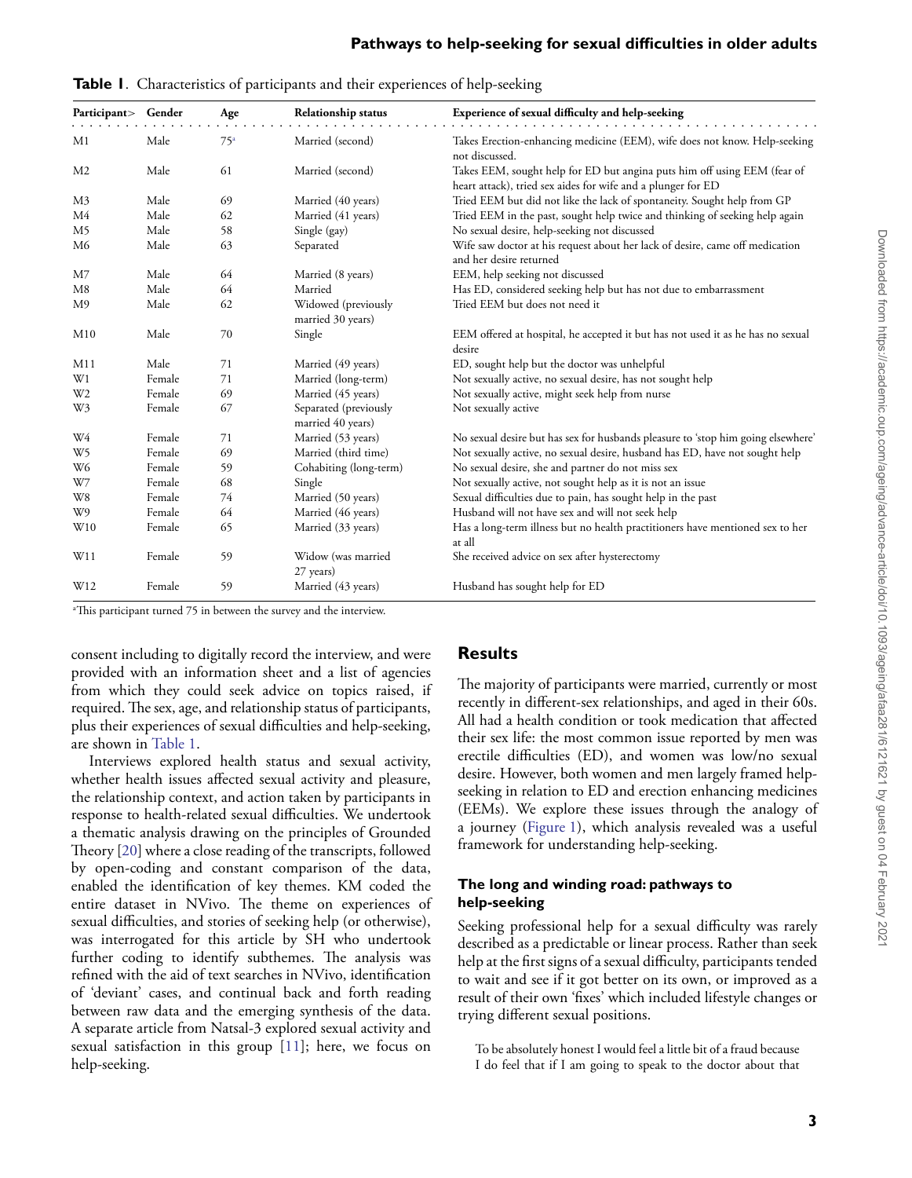**Table 1**. Characteristics of participants and their experiences of help-seeking

| Participant> | Gender | Age | Relationship status | Experience of sexual difficulty and help-seeking |
|---|---|---|---|---|
| M1 | Male | 75[a] | Married (second) | Takes Erection-enhancing medicine (EEM), wife does not know. Help-seeking not discussed. |
| M2 | Male | 61 | Married (second) | Takes EEM, sought help for ED but angina puts him off using EEM (fear of heart attack), tried sex aides for wife and a plunger for ED |
| M3 | Male | 69 | Married (40 years) | Tried EEM but did not like the lack of spontaneity. Sought help from GP |
| M4 | Male | 62 | Married (41 years) | Tried EEM in the past, sought help twice and thinking of seeking help again |
| M5 | Male | 58 | Single (gay) | No sexual desire, help-seeking not discussed |
| M6 | Male | 63 | Separated | Wife saw doctor at his request about her lack of desire, came off medication and her desire returned |
| M7 | Male | 64 | Married (8 years) | EEM, help seeking not discussed |
| M8 | Male | 64 | Married | Has ED, considered seeking help but has not due to embarrassment |
| M9 | Male | 62 | Widowed (previously married 30 years) | Tried EEM but does not need it |
| M10 | Male | 70 | Single | EEM offered at hospital, he accepted it but has not used it as he has no sexual desire |
| M11 | Male | 71 | Married (49 years) | ED, sought help but the doctor was unhelpful |
| W1 | Female | 71 | Married (long-term) | Not sexually active, no sexual desire, has not sought help |
| W2 | Female | 69 | Married (45 years) | Not sexually active, might seek help from nurse |
| W3 | Female | 67 | Separated (previously married 40 years) | Not sexually active |
| W4 | Female | 71 | Married (53 years) | No sexual desire but has sex for husbands pleasure to 'stop him going elsewhere' |
| W5 | Female | 69 | Married (third time) | Not sexually active, no sexual desire, husband has ED, have not sought help |
| W6 | Female | 59 | Cohabiting (long-term) | No sexual desire, she and partner do not miss sex |
| W7 | Female | 68 | Single | Not sexually active, not sought help as it is not an issue |
| W8 | Female | 74 | Married (50 years) | Sexual difficulties due to pain, has sought help in the past |
| W9 | Female | 64 | Married (46 years) | Husband will not have sex and will not seek help |
| W10 | Female | 65 | Married (33 years) | Has a long-term illness but no health practitioners have mentioned sex to her at all |
| W11 | Female | 59 | Widow (was married 27 years) | She received advice on sex after hysterectomy |
| W12 | Female | 59 | Married (43 years) | Husband has sought help for ED |

[a]This participant turned 75 in between the survey and the interview.

consent including to digitally record the interview, and were provided with an information sheet and a list of agencies from which they could seek advice on topics raised, if required. The sex, age, and relationship status of participants, plus their experiences of sexual difficulties and help-seeking, are shown in Table 1.

Interviews explored health status and sexual activity, whether health issues affected sexual activity and pleasure, the relationship context, and action taken by participants in response to health-related sexual difficulties. We undertook a thematic analysis drawing on the principles of Grounded Theory [20] where a close reading of the transcripts, followed by open-coding and constant comparison of the data, enabled the identification of key themes. KM coded the entire dataset in NVivo. The theme on experiences of sexual difficulties, and stories of seeking help (or otherwise), was interrogated for this article by SH who undertook further coding to identify subthemes. The analysis was refined with the aid of text searches in NVivo, identification of 'deviant' cases, and continual back and forth reading between raw data and the emerging synthesis of the data. A separate article from Natsal-3 explored sexual activity and sexual satisfaction in this group [11]; here, we focus on help-seeking.

## Results

The majority of participants were married, currently or most recently in different-sex relationships, and aged in their 60s. All had a health condition or took medication that affected their sex life: the most common issue reported by men was erectile difficulties (ED), and women was low/no sexual desire. However, both women and men largely framed help-seeking in relation to ED and erection enhancing medicines (EEMs). We explore these issues through the analogy of a journey (Figure 1), which analysis revealed was a useful framework for understanding help-seeking.

### The long and winding road: pathways to help-seeking

Seeking professional help for a sexual difficulty was rarely described as a predictable or linear process. Rather than seek help at the first signs of a sexual difficulty, participants tended to wait and see if it got better on its own, or improved as a result of their own 'fixes' which included lifestyle changes or trying different sexual positions.

> To be absolutely honest I would feel a little bit of a fraud because I do feel that if I am going to speak to the doctor about that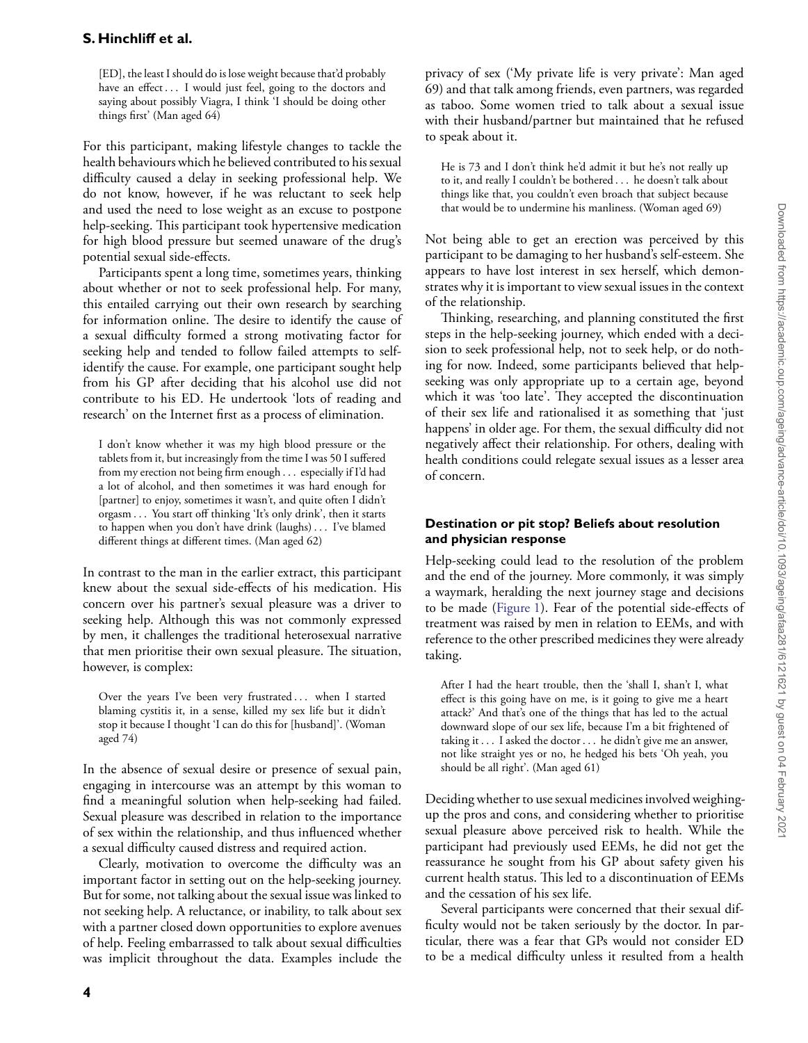> [ED], the least I should do is lose weight because that'd probably have an effect . . . I would just feel, going to the doctors and saying about possibly Viagra, I think 'I should be doing other things first' (Man aged 64)

For this participant, making lifestyle changes to tackle the health behaviours which he believed contributed to his sexual difficulty caused a delay in seeking professional help. We do not know, however, if he was reluctant to seek help and used the need to lose weight as an excuse to postpone help-seeking. This participant took hypertensive medication for high blood pressure but seemed unaware of the drug's potential sexual side-effects.

Participants spent a long time, sometimes years, thinking about whether or not to seek professional help. For many, this entailed carrying out their own research by searching for information online. The desire to identify the cause of a sexual difficulty formed a strong motivating factor for seeking help and tended to follow failed attempts to self-identify the cause. For example, one participant sought help from his GP after deciding that his alcohol use did not contribute to his ED. He undertook 'lots of reading and research' on the Internet first as a process of elimination.

> I don't know whether it was my high blood pressure or the tablets from it, but increasingly from the time I was 50 I suffered from my erection not being firm enough . . . especially if I'd had a lot of alcohol, and then sometimes it was hard enough for [partner] to enjoy, sometimes it wasn't, and quite often I didn't orgasm . . . You start off thinking 'It's only drink', then it starts to happen when you don't have drink (laughs) . . . I've blamed different things at different times. (Man aged 62)

In contrast to the man in the earlier extract, this participant knew about the sexual side-effects of his medication. His concern over his partner's sexual pleasure was a driver to seeking help. Although this was not commonly expressed by men, it challenges the traditional heterosexual narrative that men prioritise their own sexual pleasure. The situation, however, is complex:

> Over the years I've been very frustrated . . . when I started blaming cystitis it, in a sense, killed my sex life but it didn't stop it because I thought 'I can do this for [husband]'. (Woman aged 74)

In the absence of sexual desire or presence of sexual pain, engaging in intercourse was an attempt by this woman to find a meaningful solution when help-seeking had failed. Sexual pleasure was described in relation to the importance of sex within the relationship, and thus influenced whether a sexual difficulty caused distress and required action.

Clearly, motivation to overcome the difficulty was an important factor in setting out on the help-seeking journey. But for some, not talking about the sexual issue was linked to not seeking help. A reluctance, or inability, to talk about sex with a partner closed down opportunities to explore avenues of help. Feeling embarrassed to talk about sexual difficulties was implicit throughout the data. Examples include the privacy of sex ('My private life is very private': Man aged 69) and that talk among friends, even partners, was regarded as taboo. Some women tried to talk about a sexual issue with their husband/partner but maintained that he refused to speak about it.

> He is 73 and I don't think he'd admit it but he's not really up to it, and really I couldn't be bothered . . . he doesn't talk about things like that, you couldn't even broach that subject because that would be to undermine his manliness. (Woman aged 69)

Not being able to get an erection was perceived by this participant to be damaging to her husband's self-esteem. She appears to have lost interest in sex herself, which demonstrates why it is important to view sexual issues in the context of the relationship.

Thinking, researching, and planning constituted the first steps in the help-seeking journey, which ended with a decision to seek professional help, not to seek help, or do nothing for now. Indeed, some participants believed that help-seeking was only appropriate up to a certain age, beyond which it was 'too late'. They accepted the discontinuation of their sex life and rationalised it as something that 'just happens' in older age. For them, the sexual difficulty did not negatively affect their relationship. For others, dealing with health conditions could relegate sexual issues as a lesser area of concern.

### Destination or pit stop? Beliefs about resolution and physician response

Help-seeking could lead to the resolution of the problem and the end of the journey. More commonly, it was simply a waymark, heralding the next journey stage and decisions to be made (Figure 1). Fear of the potential side-effects of treatment was raised by men in relation to EEMs, and with reference to the other prescribed medicines they were already taking.

> After I had the heart trouble, then the 'shall I, shan't I, what effect is this going have on me, is it going to give me a heart attack?' And that's one of the things that has led to the actual downward slope of our sex life, because I'm a bit frightened of taking it . . . I asked the doctor . . . he didn't give me an answer, not like straight yes or no, he hedged his bets 'Oh yeah, you should be all right'. (Man aged 61)

Deciding whether to use sexual medicines involved weighing-up the pros and cons, and considering whether to prioritise sexual pleasure above perceived risk to health. While the participant had previously used EEMs, he did not get the reassurance he sought from his GP about safety given his current health status. This led to a discontinuation of EEMs and the cessation of his sex life.

Several participants were concerned that their sexual difficulty would not be taken seriously by the doctor. In particular, there was a fear that GPs would not consider ED to be a medical difficulty unless it resulted from a health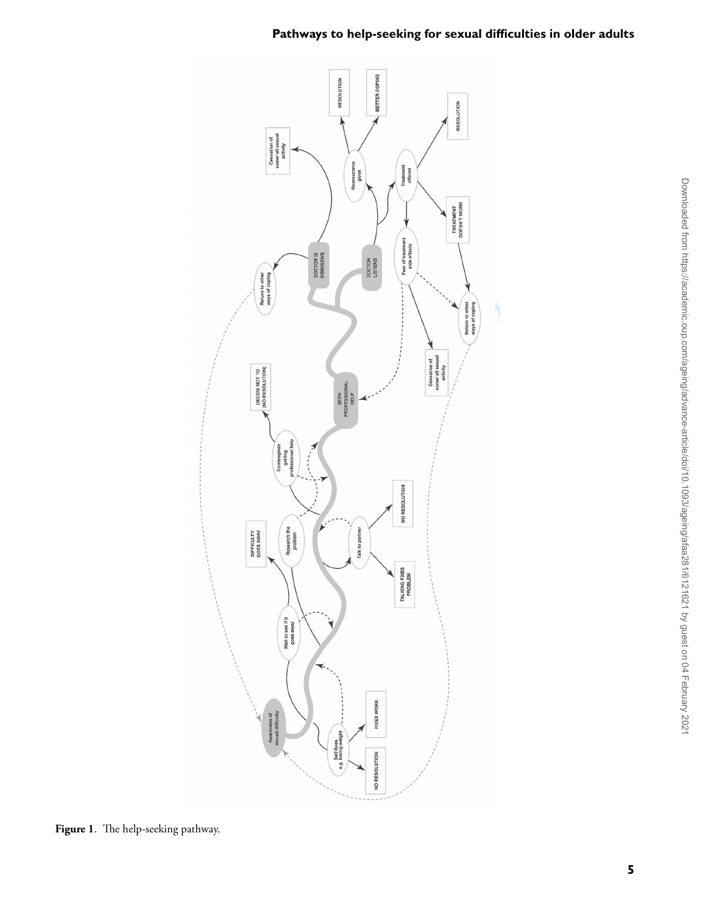Figure 1. The help-seeking pathway.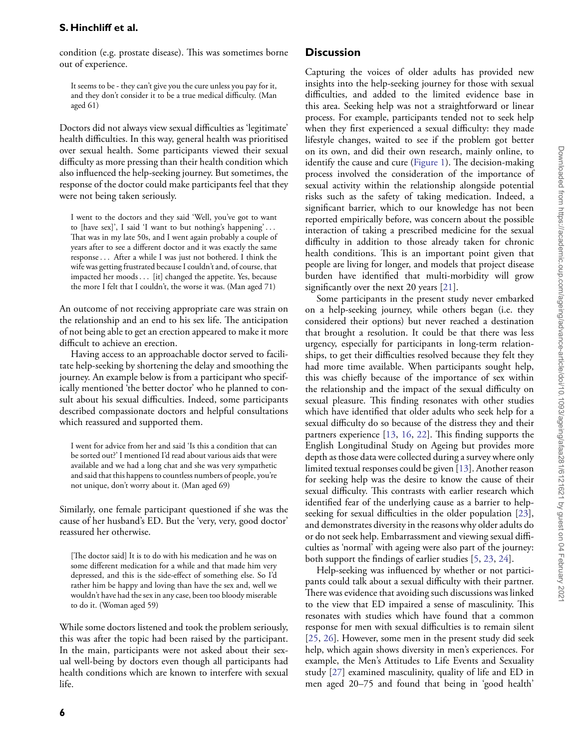condition (e.g. prostate disease). This was sometimes borne out of experience.

> It seems to be - they can't give you the cure unless you pay for it, and they don't consider it to be a true medical difficulty. (Man aged 61)

Doctors did not always view sexual difficulties as 'legitimate' health difficulties. In this way, general health was prioritised over sexual health. Some participants viewed their sexual difficulty as more pressing than their health condition which also influenced the help-seeking journey. But sometimes, the response of the doctor could make participants feel that they were not being taken seriously.

> I went to the doctors and they said 'Well, you've got to want to [have sex]', I said 'I want to but nothing's happening' . . . That was in my late 50s, and I went again probably a couple of years after to see a different doctor and it was exactly the same response . . . After a while I was just not bothered. I think the wife was getting frustrated because I couldn't and, of course, that impacted her moods . . . [it] changed the appetite. Yes, because the more I felt that I couldn't, the worse it was. (Man aged 71)

An outcome of not receiving appropriate care was strain on the relationship and an end to his sex life. The anticipation of not being able to get an erection appeared to make it more difficult to achieve an erection.

Having access to an approachable doctor served to facilitate help-seeking by shortening the delay and smoothing the journey. An example below is from a participant who specifically mentioned 'the better doctor' who he planned to consult about his sexual difficulties. Indeed, some participants described compassionate doctors and helpful consultations which reassured and supported them.

> I went for advice from her and said 'Is this a condition that can be sorted out?' I mentioned I'd read about various aids that were available and we had a long chat and she was very sympathetic and said that this happens to countless numbers of people, you're not unique, don't worry about it. (Man aged 69)

Similarly, one female participant questioned if she was the cause of her husband's ED. But the 'very, very, good doctor' reassured her otherwise.

> [The doctor said] It is to do with his medication and he was on some different medication for a while and that made him very depressed, and this is the side-effect of something else. So I'd rather him be happy and loving than have the sex and, well we wouldn't have had the sex in any case, been too bloody miserable to do it. (Woman aged 59)

While some doctors listened and took the problem seriously, this was after the topic had been raised by the participant. In the main, participants were not asked about their sexual well-being by doctors even though all participants had health conditions which are known to interfere with sexual life.

## Discussion

Capturing the voices of older adults has provided new insights into the help-seeking journey for those with sexual difficulties, and added to the limited evidence base in this area. Seeking help was not a straightforward or linear process. For example, participants tended not to seek help when they first experienced a sexual difficulty: they made lifestyle changes, waited to see if the problem got better on its own, and did their own research, mainly online, to identify the cause and cure (Figure 1). The decision-making process involved the consideration of the importance of sexual activity within the relationship alongside potential risks such as the safety of taking medication. Indeed, a significant barrier, which to our knowledge has not been reported empirically before, was concern about the possible interaction of taking a prescribed medicine for the sexual difficulty in addition to those already taken for chronic health conditions. This is an important point given that people are living for longer, and models that project disease burden have identified that multi-morbidity will grow significantly over the next 20 years [21].

Some participants in the present study never embarked on a help-seeking journey, while others began (i.e. they considered their options) but never reached a destination that brought a resolution. It could be that there was less urgency, especially for participants in long-term relationships, to get their difficulties resolved because they felt they had more time available. When participants sought help, this was chiefly because of the importance of sex within the relationship and the impact of the sexual difficulty on sexual pleasure. This finding resonates with other studies which have identified that older adults who seek help for a sexual difficulty do so because of the distress they and their partners experience [13, 16, 22]. This finding supports the English Longitudinal Study on Ageing but provides more depth as those data were collected during a survey where only limited textual responses could be given [13]. Another reason for seeking help was the desire to know the cause of their sexual difficulty. This contrasts with earlier research which identified fear of the underlying cause as a barrier to help-seeking for sexual difficulties in the older population [23], and demonstrates diversity in the reasons why older adults do or do not seek help. Embarrassment and viewing sexual difficulties as 'normal' with ageing were also part of the journey: both support the findings of earlier studies [5, 23, 24].

Help-seeking was influenced by whether or not participants could talk about a sexual difficulty with their partner. There was evidence that avoiding such discussions was linked to the view that ED impaired a sense of masculinity. This resonates with studies which have found that a common response for men with sexual difficulties is to remain silent [25, 26]. However, some men in the present study did seek help, which again shows diversity in men's experiences. For example, the Men's Attitudes to Life Events and Sexuality study [27] examined masculinity, quality of life and ED in men aged 20–75 and found that being in 'good health'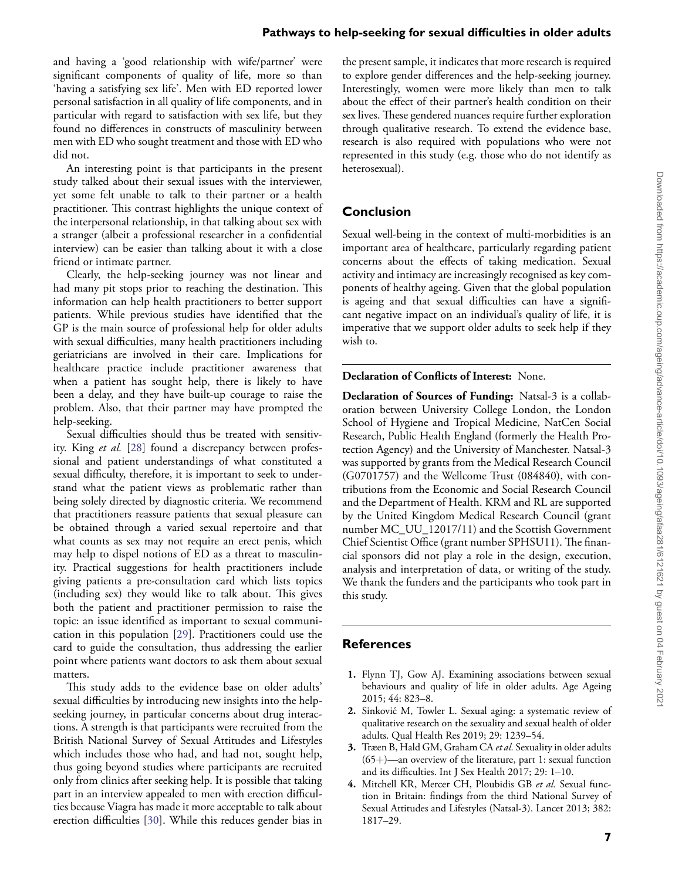and having a 'good relationship with wife/partner' were significant components of quality of life, more so than 'having a satisfying sex life'. Men with ED reported lower personal satisfaction in all quality of life components, and in particular with regard to satisfaction with sex life, but they found no differences in constructs of masculinity between men with ED who sought treatment and those with ED who did not.

An interesting point is that participants in the present study talked about their sexual issues with the interviewer, yet some felt unable to talk to their partner or a health practitioner. This contrast highlights the unique context of the interpersonal relationship, in that talking about sex with a stranger (albeit a professional researcher in a confidential interview) can be easier than talking about it with a close friend or intimate partner.

Clearly, the help-seeking journey was not linear and had many pit stops prior to reaching the destination. This information can help health practitioners to better support patients. While previous studies have identified that the GP is the main source of professional help for older adults with sexual difficulties, many health practitioners including geriatricians are involved in their care. Implications for healthcare practice include practitioner awareness that when a patient has sought help, there is likely to have been a delay, and they have built-up courage to raise the problem. Also, that their partner may have prompted the help-seeking.

Sexual difficulties should thus be treated with sensitivity. King *et al.* [28] found a discrepancy between professional and patient understandings of what constituted a sexual difficulty, therefore, it is important to seek to understand what the patient views as problematic rather than being solely directed by diagnostic criteria. We recommend that practitioners reassure patients that sexual pleasure can be obtained through a varied sexual repertoire and that what counts as sex may not require an erect penis, which may help to dispel notions of ED as a threat to masculinity. Practical suggestions for health practitioners include giving patients a pre-consultation card which lists topics (including sex) they would like to talk about. This gives both the patient and practitioner permission to raise the topic: an issue identified as important to sexual communication in this population [29]. Practitioners could use the card to guide the consultation, thus addressing the earlier point where patients want doctors to ask them about sexual matters.

This study adds to the evidence base on older adults' sexual difficulties by introducing new insights into the help-seeking journey, in particular concerns about drug interactions. A strength is that participants were recruited from the British National Survey of Sexual Attitudes and Lifestyles which includes those who had, and had not, sought help, thus going beyond studies where participants are recruited only from clinics after seeking help. It is possible that taking part in an interview appealed to men with erection difficulties because Viagra has made it more acceptable to talk about erection difficulties [30]. While this reduces gender bias in the present sample, it indicates that more research is required to explore gender differences and the help-seeking journey. Interestingly, women were more likely than men to talk about the effect of their partner's health condition on their sex lives. These gendered nuances require further exploration through qualitative research. To extend the evidence base, research is also required with populations who were not represented in this study (e.g. those who do not identify as heterosexual).

## Conclusion

Sexual well-being in the context of multi-morbidities is an important area of healthcare, particularly regarding patient concerns about the effects of taking medication. Sexual activity and intimacy are increasingly recognised as key components of healthy ageing. Given that the global population is ageing and that sexual difficulties can have a significant negative impact on an individual's quality of life, it is imperative that we support older adults to seek help if they wish to.

**Declaration of Conflicts of Interest:** None.

**Declaration of Sources of Funding:** Natsal-3 is a collaboration between University College London, the London School of Hygiene and Tropical Medicine, NatCen Social Research, Public Health England (formerly the Health Protection Agency) and the University of Manchester. Natsal-3 was supported by grants from the Medical Research Council (G0701757) and the Wellcome Trust (084840), with contributions from the Economic and Social Research Council and the Department of Health. KRM and RL are supported by the United Kingdom Medical Research Council (grant number MC_UU_12017/11) and the Scottish Government Chief Scientist Office (grant number SPHSU11). The financial sponsors did not play a role in the design, execution, analysis and interpretation of data, or writing of the study. We thank the funders and the participants who took part in this study.

## References

1. Flynn TJ, Gow AJ. Examining associations between sexual behaviours and quality of life in older adults. Age Ageing 2015; 44: 823–8.
2. Sinković M, Towler L. Sexual aging: a systematic review of qualitative research on the sexuality and sexual health of older adults. Qual Health Res 2019; 29: 1239–54.
3. Træen B, Hald GM, Graham CA *et al.* Sexuality in older adults (65+)—an overview of the literature, part 1: sexual function and its difficulties. Int J Sex Health 2017; 29: 1–10.
4. Mitchell KR, Mercer CH, Ploubidis GB *et al.* Sexual function in Britain: findings from the third National Survey of Sexual Attitudes and Lifestyles (Natsal-3). Lancet 2013; 382: 1817–29.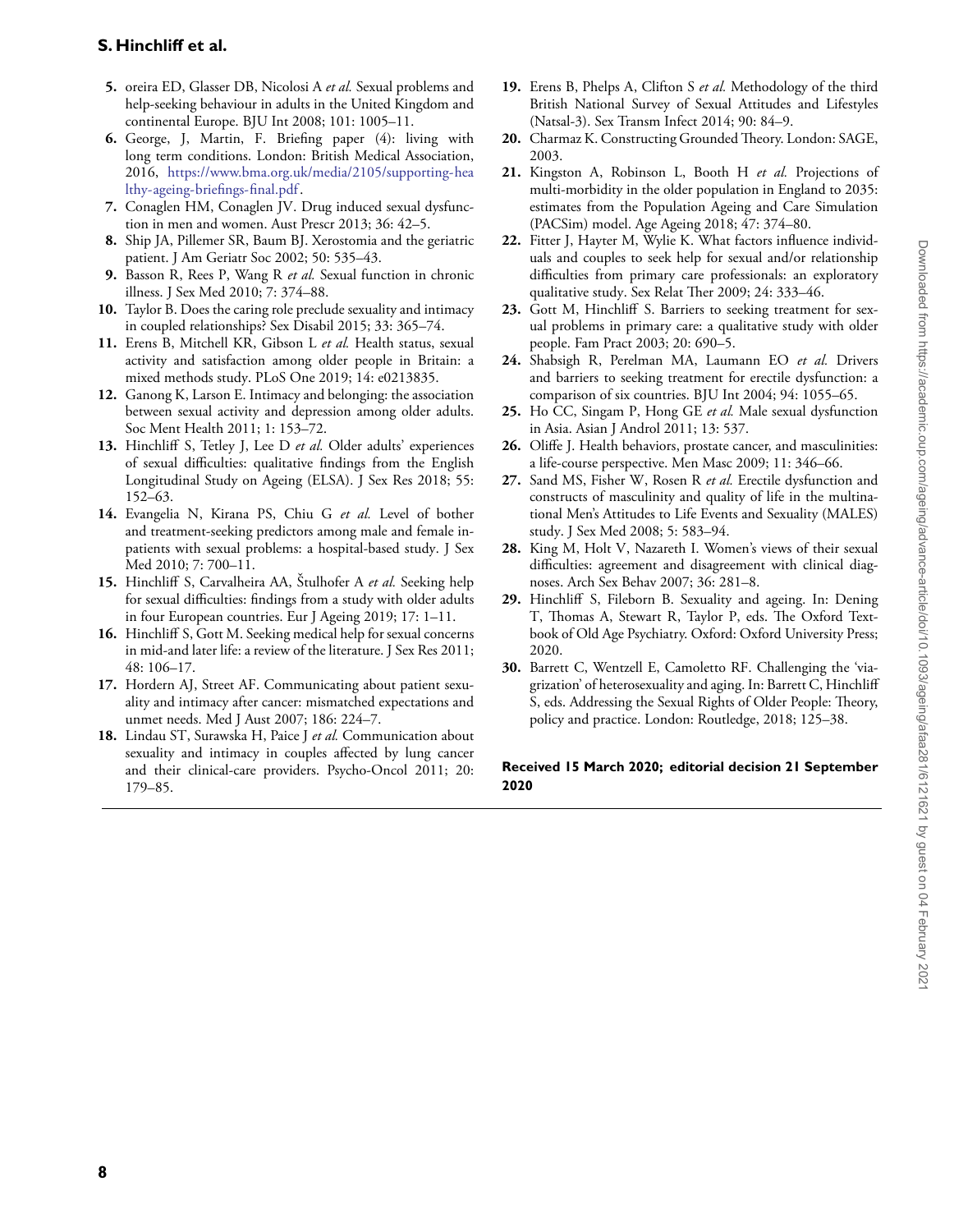5. oreira ED, Glasser DB, Nicolosi A *et al.* Sexual problems and help-seeking behaviour in adults in the United Kingdom and continental Europe. BJU Int 2008; 101: 1005–11.
6. George, J, Martin, F. Briefing paper (4): living with long term conditions. London: British Medical Association, 2016, https://www.bma.org.uk/media/2105/supporting-healthy-ageing-briefings-final.pdf.
7. Conaglen HM, Conaglen JV. Drug induced sexual dysfunction in men and women. Aust Prescr 2013; 36: 42–5.
8. Ship JA, Pillemer SR, Baum BJ. Xerostomia and the geriatric patient. J Am Geriatr Soc 2002; 50: 535–43.
9. Basson R, Rees P, Wang R *et al.* Sexual function in chronic illness. J Sex Med 2010; 7: 374–88.
10. Taylor B. Does the caring role preclude sexuality and intimacy in coupled relationships? Sex Disabil 2015; 33: 365–74.
11. Erens B, Mitchell KR, Gibson L *et al.* Health status, sexual activity and satisfaction among older people in Britain: a mixed methods study. PLoS One 2019; 14: e0213835.
12. Ganong K, Larson E. Intimacy and belonging: the association between sexual activity and depression among older adults. Soc Ment Health 2011; 1: 153–72.
13. Hinchliff S, Tetley J, Lee D *et al.* Older adults' experiences of sexual difficulties: qualitative findings from the English Longitudinal Study on Ageing (ELSA). J Sex Res 2018; 55: 152–63.
14. Evangelia N, Kirana PS, Chiu G *et al.* Level of bother and treatment-seeking predictors among male and female inpatients with sexual problems: a hospital-based study. J Sex Med 2010; 7: 700–11.
15. Hinchliff S, Carvalheira AA, Štulhofer A *et al.* Seeking help for sexual difficulties: findings from a study with older adults in four European countries. Eur J Ageing 2019; 17: 1–11.
16. Hinchliff S, Gott M. Seeking medical help for sexual concerns in mid-and later life: a review of the literature. J Sex Res 2011; 48: 106–17.
17. Hordern AJ, Street AF. Communicating about patient sexuality and intimacy after cancer: mismatched expectations and unmet needs. Med J Aust 2007; 186: 224–7.
18. Lindau ST, Surawska H, Paice J *et al.* Communication about sexuality and intimacy in couples affected by lung cancer and their clinical-care providers. Psycho-Oncol 2011; 20: 179–85.
19. Erens B, Phelps A, Clifton S *et al.* Methodology of the third British National Survey of Sexual Attitudes and Lifestyles (Natsal-3). Sex Transm Infect 2014; 90: 84–9.
20. Charmaz K. Constructing Grounded Theory. London: SAGE, 2003.
21. Kingston A, Robinson L, Booth H *et al.* Projections of multi-morbidity in the older population in England to 2035: estimates from the Population Ageing and Care Simulation (PACSim) model. Age Ageing 2018; 47: 374–80.
22. Fitter J, Hayter M, Wylie K. What factors influence individuals and couples to seek help for sexual and/or relationship difficulties from primary care professionals: an exploratory qualitative study. Sex Relat Ther 2009; 24: 333–46.
23. Gott M, Hinchliff S. Barriers to seeking treatment for sexual problems in primary care: a qualitative study with older people. Fam Pract 2003; 20: 690–5.
24. Shabsigh R, Perelman MA, Laumann EO *et al.* Drivers and barriers to seeking treatment for erectile dysfunction: a comparison of six countries. BJU Int 2004; 94: 1055–65.
25. Ho CC, Singam P, Hong GE *et al.* Male sexual dysfunction in Asia. Asian J Androl 2011; 13: 537.
26. Oliffe J. Health behaviors, prostate cancer, and masculinities: a life-course perspective. Men Masc 2009; 11: 346–66.
27. Sand MS, Fisher W, Rosen R *et al.* Erectile dysfunction and constructs of masculinity and quality of life in the multinational Men's Attitudes to Life Events and Sexuality (MALES) study. J Sex Med 2008; 5: 583–94.
28. King M, Holt V, Nazareth I. Women's views of their sexual difficulties: agreement and disagreement with clinical diagnoses. Arch Sex Behav 2007; 36: 281–8.
29. Hinchliff S, Fileborn B. Sexuality and ageing. In: Dening T, Thomas A, Stewart R, Taylor P, eds. The Oxford Textbook of Old Age Psychiatry. Oxford: Oxford University Press; 2020.
30. Barrett C, Wentzell E, Camoletto RF. Challenging the 'viagrization' of heterosexuality and aging. In: Barrett C, Hinchliff S, eds. Addressing the Sexual Rights of Older People: Theory, policy and practice. London: Routledge, 2018; 125–38.

**Received 15 March 2020; editorial decision 21 September 2020**